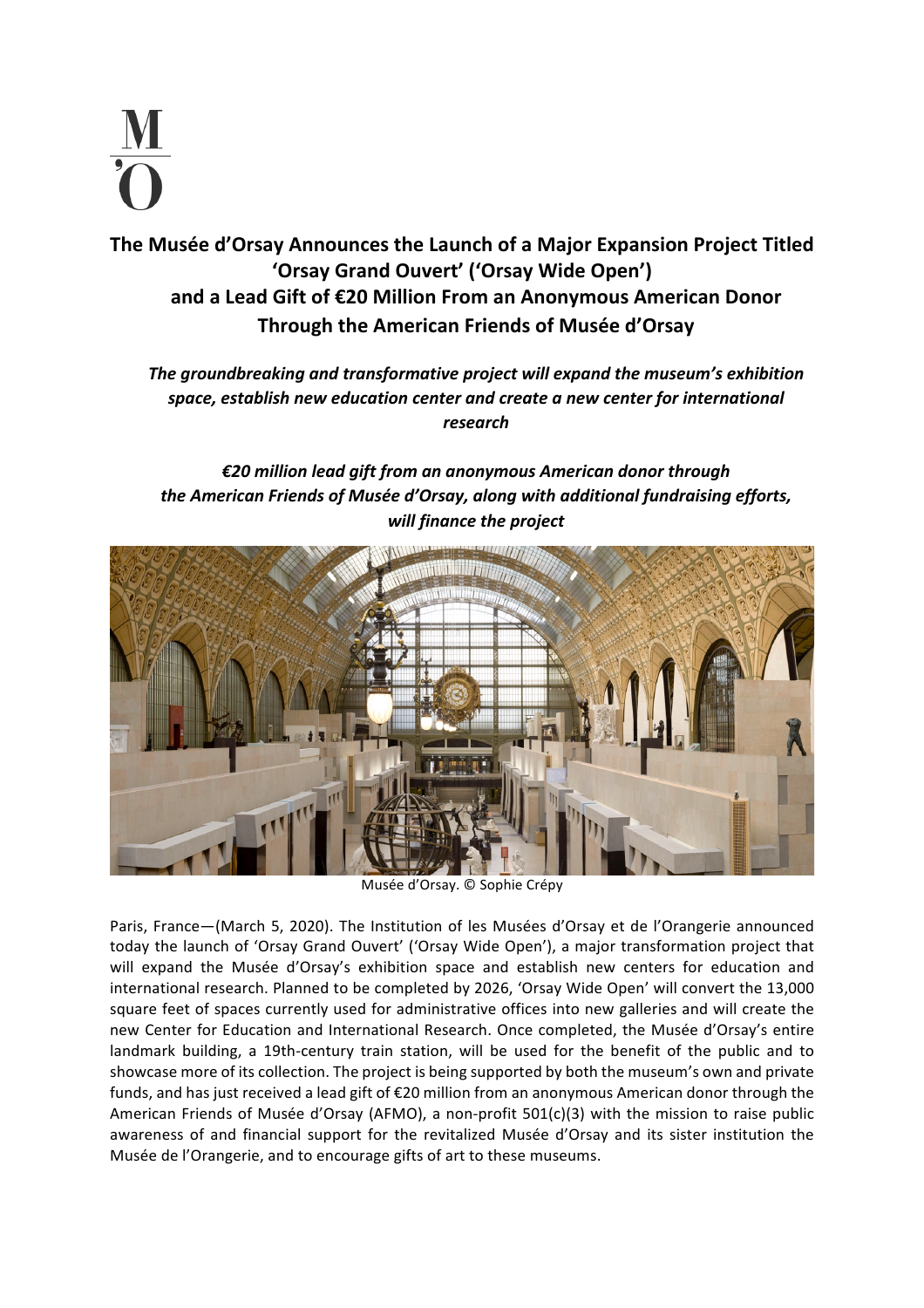M
'O

# The Musée d'Orsay Announces the Launch of a Major Expansion Project Titled 'Orsay Grand Ouvert' ('Orsay Wide Open') and a Lead Gift of €20 Million From an Anonymous American Donor Through the American Friends of Musée d'Orsay

***The groundbreaking and transformative project will expand the museum's exhibition space, establish new education center and create a new center for international research***

***€20 million lead gift from an anonymous American donor through the American Friends of Musée d'Orsay, along with additional fundraising efforts, will finance the project***

Musée d'Orsay. © Sophie Crépy

Paris, France—(March 5, 2020). The Institution of les Musées d'Orsay et de l'Orangerie announced today the launch of 'Orsay Grand Ouvert' ('Orsay Wide Open'), a major transformation project that will expand the Musée d'Orsay's exhibition space and establish new centers for education and international research. Planned to be completed by 2026, 'Orsay Wide Open' will convert the 13,000 square feet of spaces currently used for administrative offices into new galleries and will create the new Center for Education and International Research. Once completed, the Musée d'Orsay's entire landmark building, a 19th-century train station, will be used for the benefit of the public and to showcase more of its collection. The project is being supported by both the museum's own and private funds, and has just received a lead gift of €20 million from an anonymous American donor through the American Friends of Musée d'Orsay (AFMO), a non-profit 501(c)(3) with the mission to raise public awareness of and financial support for the revitalized Musée d'Orsay and its sister institution the Musée de l'Orangerie, and to encourage gifts of art to these museums.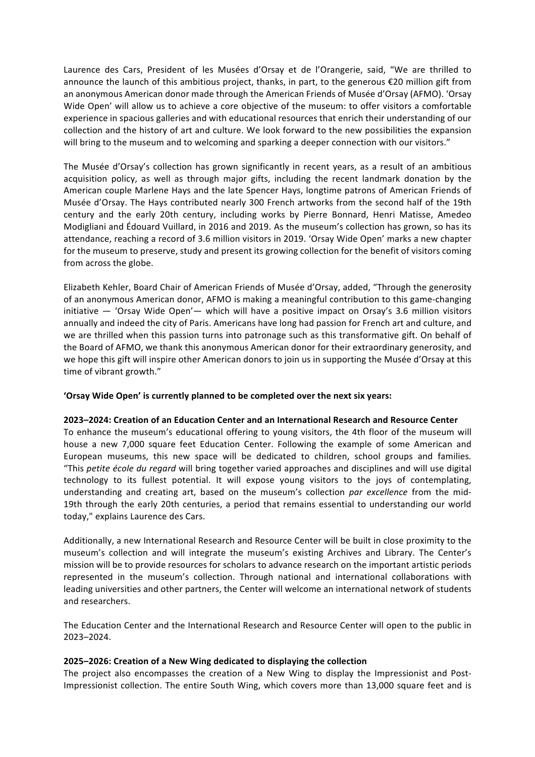Laurence des Cars, President of les Musées d'Orsay et de l'Orangerie, said, "We are thrilled to announce the launch of this ambitious project, thanks, in part, to the generous €20 million gift from an anonymous American donor made through the American Friends of Musée d'Orsay (AFMO). 'Orsay Wide Open' will allow us to achieve a core objective of the museum: to offer visitors a comfortable experience in spacious galleries and with educational resources that enrich their understanding of our collection and the history of art and culture. We look forward to the new possibilities the expansion will bring to the museum and to welcoming and sparking a deeper connection with our visitors."

The Musée d'Orsay's collection has grown significantly in recent years, as a result of an ambitious acquisition policy, as well as through major gifts, including the recent landmark donation by the American couple Marlene Hays and the late Spencer Hays, longtime patrons of American Friends of Musée d'Orsay. The Hays contributed nearly 300 French artworks from the second half of the 19th century and the early 20th century, including works by Pierre Bonnard, Henri Matisse, Amedeo Modigliani and Édouard Vuillard, in 2016 and 2019. As the museum's collection has grown, so has its attendance, reaching a record of 3.6 million visitors in 2019. 'Orsay Wide Open' marks a new chapter for the museum to preserve, study and present its growing collection for the benefit of visitors coming from across the globe.

Elizabeth Kehler, Board Chair of American Friends of Musée d'Orsay, added, "Through the generosity of an anonymous American donor, AFMO is making a meaningful contribution to this game-changing initiative — 'Orsay Wide Open'— which will have a positive impact on Orsay's 3.6 million visitors annually and indeed the city of Paris. Americans have long had passion for French art and culture, and we are thrilled when this passion turns into patronage such as this transformative gift. On behalf of the Board of AFMO, we thank this anonymous American donor for their extraordinary generosity, and we hope this gift will inspire other American donors to join us in supporting the Musée d'Orsay at this time of vibrant growth."

**'Orsay Wide Open' is currently planned to be completed over the next six years:**

**2023–2024: Creation of an Education Center and an International Research and Resource Center**

To enhance the museum's educational offering to young visitors, the 4th floor of the museum will house a new 7,000 square feet Education Center. Following the example of some American and European museums, this new space will be dedicated to children, school groups and families. "This *petite école du regard* will bring together varied approaches and disciplines and will use digital technology to its fullest potential. It will expose young visitors to the joys of contemplating, understanding and creating art, based on the museum's collection *par excellence* from the mid-19th through the early 20th centuries, a period that remains essential to understanding our world today," explains Laurence des Cars.

Additionally, a new International Research and Resource Center will be built in close proximity to the museum's collection and will integrate the museum's existing Archives and Library. The Center's mission will be to provide resources for scholars to advance research on the important artistic periods represented in the museum's collection. Through national and international collaborations with leading universities and other partners, the Center will welcome an international network of students and researchers.

The Education Center and the International Research and Resource Center will open to the public in 2023–2024.

**2025–2026: Creation of a New Wing dedicated to displaying the collection**

The project also encompasses the creation of a New Wing to display the Impressionist and Post-Impressionist collection. The entire South Wing, which covers more than 13,000 square feet and is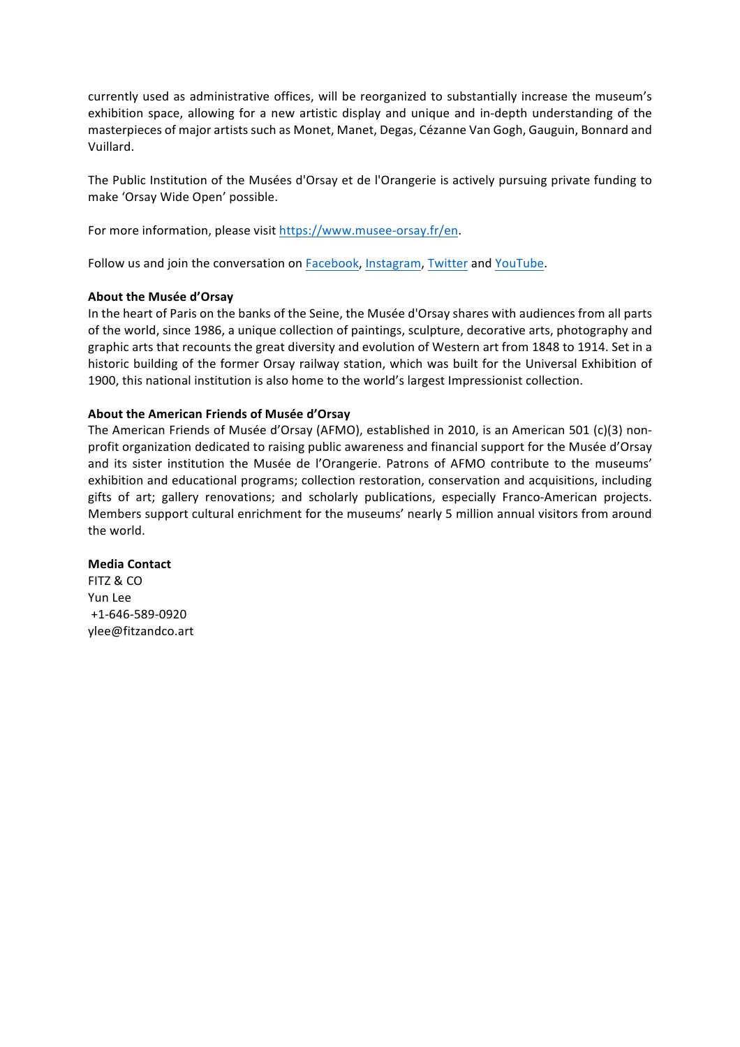currently used as administrative offices, will be reorganized to substantially increase the museum's exhibition space, allowing for a new artistic display and unique and in-depth understanding of the masterpieces of major artists such as Monet, Manet, Degas, Cézanne Van Gogh, Gauguin, Bonnard and Vuillard.

The Public Institution of the Musées d'Orsay et de l'Orangerie is actively pursuing private funding to make 'Orsay Wide Open' possible.

For more information, please visit [https://www.musee-orsay.fr/en](https://www.musee-orsay.fr/en).

Follow us and join the conversation on Facebook, Instagram, Twitter and YouTube.

**About the Musée d'Orsay**

In the heart of Paris on the banks of the Seine, the Musée d'Orsay shares with audiences from all parts of the world, since 1986, a unique collection of paintings, sculpture, decorative arts, photography and graphic arts that recounts the great diversity and evolution of Western art from 1848 to 1914. Set in a historic building of the former Orsay railway station, which was built for the Universal Exhibition of 1900, this national institution is also home to the world's largest Impressionist collection.

**About the American Friends of Musée d'Orsay**

The American Friends of Musée d'Orsay (AFMO), established in 2010, is an American 501 (c)(3) non-profit organization dedicated to raising public awareness and financial support for the Musée d'Orsay and its sister institution the Musée de l'Orangerie. Patrons of AFMO contribute to the museums' exhibition and educational programs; collection restoration, conservation and acquisitions, including gifts of art; gallery renovations; and scholarly publications, especially Franco-American projects. Members support cultural enrichment for the museums' nearly 5 million annual visitors from around the world.

**Media Contact**

FITZ & CO
Yun Lee
+1-646-589-0920
ylee@fitzandco.art